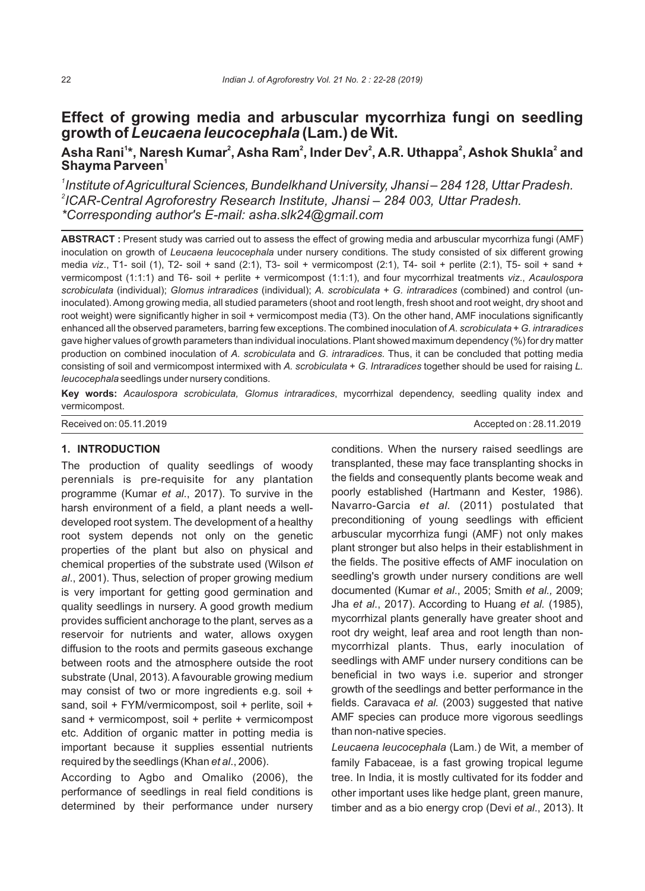# Effect of growing media and arbuscular mycorrhiza fungi on seedling growth of *Leucaena leucocephala* (Lam.) de Wit.

**Asha Rani[1]*, Naresh Kumar[2], Asha Ram[2], Inder Dev[2], A.R. Uthappa[2], Ashok Shukla[2] and Shayma Parveen[1]**

*[1]Institute of Agricultural Sciences, Bundelkhand University, Jhansi – 284 128, Uttar Pradesh.*
*[2]ICAR-Central Agroforestry Research Institute, Jhansi – 284 003, Uttar Pradesh.*
*\*Corresponding author's E-mail: asha.slk24@gmail.com*

**ABSTRACT :** Present study was carried out to assess the effect of growing media and arbuscular mycorrhiza fungi (AMF) inoculation on growth of *Leucaena leucocephala* under nursery conditions. The study consisted of six different growing media *viz*., T1- soil (1), T2- soil + sand (2:1), T3- soil + vermicompost (2:1), T4- soil + perlite (2:1), T5- soil + sand + vermicompost (1:1:1) and T6- soil + perlite + vermicompost (1:1:1), and four mycorrhizal treatments *viz*., *Acaulospora scrobiculata* (individual); *Glomus intraradices* (individual); *A. scrobiculata* + *G. intraradices* (combined) and control (un-inoculated). Among growing media, all studied parameters (shoot and root length, fresh shoot and root weight, dry shoot and root weight) were significantly higher in soil + vermicompost media (T3). On the other hand, AMF inoculations significantly enhanced all the observed parameters, barring few exceptions. The combined inoculation of *A. scrobiculata* + *G. intraradices* gave higher values of growth parameters than individual inoculations. Plant showed maximum dependency (%) for dry matter production on combined inoculation of *A. scrobiculata* and *G. intraradices*. Thus, it can be concluded that potting media consisting of soil and vermicompost intermixed with *A. scrobiculata* + *G. Intraradices* together should be used for raising *L. leucocephala* seedlings under nursery conditions.

**Key words:** *Acaulospora scrobiculata, Glomus intraradices*, mycorrhizal dependency, seedling quality index and vermicompost.

Received on: 05.11.2019 Accepted on : 28.11.2019

## 1. INTRODUCTION

The production of quality seedlings of woody perennials is pre-requisite for any plantation programme (Kumar *et al*., 2017). To survive in the harsh environment of a field, a plant needs a well-developed root system. The development of a healthy root system depends not only on the genetic properties of the plant but also on physical and chemical properties of the substrate used (Wilson *et al*., 2001). Thus, selection of proper growing medium is very important for getting good germination and quality seedlings in nursery. A good growth medium provides sufficient anchorage to the plant, serves as a reservoir for nutrients and water, allows oxygen diffusion to the roots and permits gaseous exchange between roots and the atmosphere outside the root substrate (Unal, 2013). A favourable growing medium may consist of two or more ingredients e.g. soil + sand, soil + FYM/vermicompost, soil + perlite, soil + sand + vermicompost, soil + perlite + vermicompost etc. Addition of organic matter in potting media is important because it supplies essential nutrients required by the seedlings (Khan *et al*., 2006).

According to Agbo and Omaliko (2006), the performance of seedlings in real field conditions is determined by their performance under nursery conditions. When the nursery raised seedlings are transplanted, these may face transplanting shocks in the fields and consequently plants become weak and poorly established (Hartmann and Kester, 1986). Navarro-Garcia *et al*. (2011) postulated that preconditioning of young seedlings with efficient arbuscular mycorrhiza fungi (AMF) not only makes plant stronger but also helps in their establishment in the fields. The positive effects of AMF inoculation on seedling's growth under nursery conditions are well documented (Kumar *et al*., 2005; Smith *et al.,* 2009; Jha *et al*., 2017). According to Huang *et al.* (1985), mycorrhizal plants generally have greater shoot and root dry weight, leaf area and root length than non-mycorrhizal plants. Thus, early inoculation of seedlings with AMF under nursery conditions can be beneficial in two ways i.e. superior and stronger growth of the seedlings and better performance in the fields. Caravaca *et al.* (2003) suggested that native AMF species can produce more vigorous seedlings than non-native species.

*Leucaena leucocephala* (Lam.) de Wit, a member of family Fabaceae, is a fast growing tropical legume tree. In India, it is mostly cultivated for its fodder and other important uses like hedge plant, green manure, timber and as a bio energy crop (Devi *et al*., 2013). It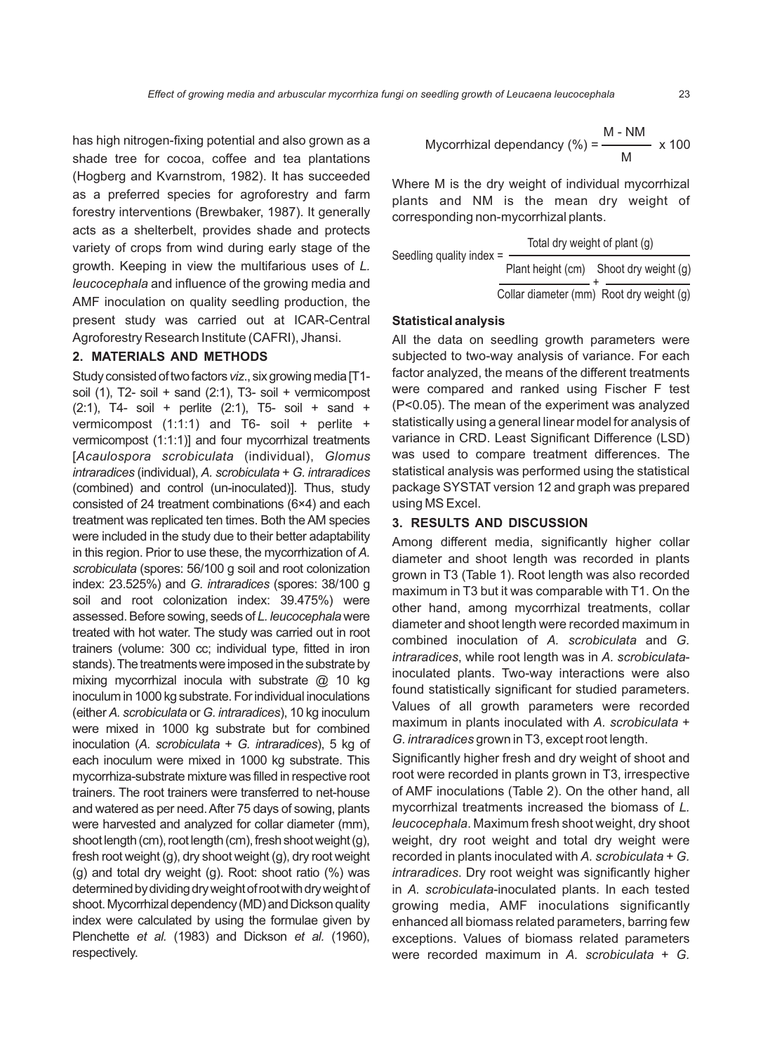has high nitrogen-fixing potential and also grown as a shade tree for cocoa, coffee and tea plantations (Hogberg and Kvarnstrom, 1982). It has succeeded as a preferred species for agroforestry and farm forestry interventions (Brewbaker, 1987). It generally acts as a shelterbelt, provides shade and protects variety of crops from wind during early stage of the growth. Keeping in view the multifarious uses of *L. leucocephala* and influence of the growing media and AMF inoculation on quality seedling production, the present study was carried out at ICAR-Central Agroforestry Research Institute (CAFRI), Jhansi.

## 2. MATERIALS AND METHODS

Study consisted of two factors *viz*., six growing media [T1- soil (1), T2- soil + sand (2:1), T3- soil + vermicompost (2:1), T4- soil + perlite (2:1), T5- soil + sand + vermicompost (1:1:1) and T6- soil + perlite + vermicompost (1:1:1)] and four mycorrhizal treatments [*Acaulospora scrobiculata* (individual), *Glomus intraradices* (individual), *A. scrobiculata* + *G. intraradices* (combined) and control (un-inoculated)]. Thus, study consisted of 24 treatment combinations (6×4) and each treatment was replicated ten times. Both the AM species were included in the study due to their better adaptability in this region. Prior to use these, the mycorrhization of *A. scrobiculata* (spores: 56/100 g soil and root colonization index: 23.525%) and *G. intraradices* (spores: 38/100 g soil and root colonization index: 39.475%) were assessed. Before sowing, seeds of *L. leucocephala* were treated with hot water. The study was carried out in root trainers (volume: 300 cc; individual type, fitted in iron stands). The treatments were imposed in the substrate by mixing mycorrhizal inocula with substrate @ 10 kg inoculum in 1000 kg substrate. For individual inoculations (either *A. scrobiculata* or *G. intraradices*), 10 kg inoculum were mixed in 1000 kg substrate but for combined inoculation (*A. scrobiculata* + *G. intraradices*), 5 kg of each inoculum were mixed in 1000 kg substrate. This mycorrhiza-substrate mixture was filled in respective root trainers. The root trainers were transferred to net-house and watered as per need. After 75 days of sowing, plants were harvested and analyzed for collar diameter (mm), shoot length (cm), root length (cm), fresh shoot weight (g), fresh root weight (g), dry shoot weight (g), dry root weight (g) and total dry weight (g). Root: shoot ratio (%) was determined by dividing dry weight of root with dry weight of shoot. Mycorrhizal dependency (MD) and Dickson quality index were calculated by using the formulae given by Plenchette *et al.* (1983) and Dickson *et al.* (1960), respectively.

$$\text{Mycorrhizal dependancy (\%)} = \frac{\text{M - NM}}{\text{M}} \times 100$$

Where M is the dry weight of individual mycorrhizal plants and NM is the mean dry weight of corresponding non-mycorrhizal plants.

$$\text{Seedling quality index} = \frac{\text{Total dry weight of plant (g)}}{\dfrac{\text{Plant height (cm)}}{\text{Collar diameter (mm)}} + \dfrac{\text{Shoot dry weight (g)}}{\text{Root dry weight (g)}}}$$

### Statistical analysis

All the data on seedling growth parameters were subjected to two-way analysis of variance. For each factor analyzed, the means of the different treatments were compared and ranked using Fischer F test ($P<0.05$). The mean of the experiment was analyzed statistically using a general linear model for analysis of variance in CRD. Least Significant Difference (LSD) was used to compare treatment differences. The statistical analysis was performed using the statistical package SYSTAT version 12 and graph was prepared using MS Excel.

## 3. RESULTS AND DISCUSSION

Among different media, significantly higher collar diameter and shoot length was recorded in plants grown in T3 (Table 1). Root length was also recorded maximum in T3 but it was comparable with T1. On the other hand, among mycorrhizal treatments, collar diameter and shoot length were recorded maximum in combined inoculation of *A. scrobiculata* and *G. intraradices*, while root length was in *A. scrobiculata*-inoculated plants. Two-way interactions were also found statistically significant for studied parameters. Values of all growth parameters were recorded maximum in plants inoculated with *A. scrobiculata* + *G. intraradices* grown in T3, except root length.

Significantly higher fresh and dry weight of shoot and root were recorded in plants grown in T3, irrespective of AMF inoculations (Table 2). On the other hand, all mycorrhizal treatments increased the biomass of *L. leucocephala*. Maximum fresh shoot weight, dry shoot weight, dry root weight and total dry weight were recorded in plants inoculated with *A. scrobiculata* + *G. intraradices*. Dry root weight was significantly higher in *A. scrobiculata*-inoculated plants. In each tested growing media, AMF inoculations significantly enhanced all biomass related parameters, barring few exceptions. Values of biomass related parameters were recorded maximum in *A. scrobiculata* + *G.*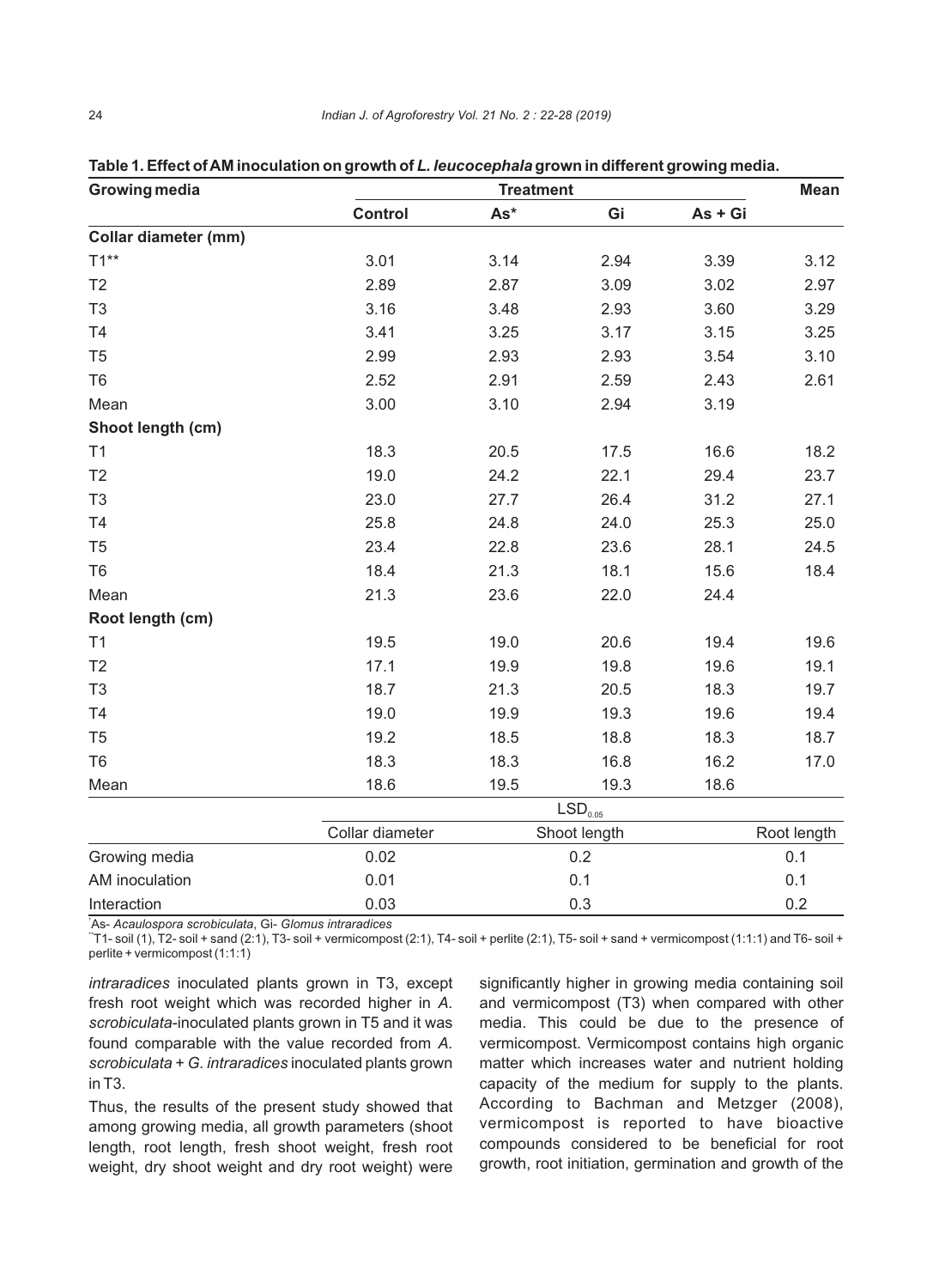**Table 1. Effect of AM inoculation on growth of *L. leucocephala* grown in different growing media.**

| Growing media | Treatment | | | | Mean |
|---|---|---|---|---|---|
| | Control | As* | Gi | As + Gi | |
| **Collar diameter (mm)** | | | | | |
| T1** | 3.01 | 3.14 | 2.94 | 3.39 | 3.12 |
| T2 | 2.89 | 2.87 | 3.09 | 3.02 | 2.97 |
| T3 | 3.16 | 3.48 | 2.93 | 3.60 | 3.29 |
| T4 | 3.41 | 3.25 | 3.17 | 3.15 | 3.25 |
| T5 | 2.99 | 2.93 | 2.93 | 3.54 | 3.10 |
| T6 | 2.52 | 2.91 | 2.59 | 2.43 | 2.61 |
| Mean | 3.00 | 3.10 | 2.94 | 3.19 | |
| **Shoot length (cm)** | | | | | |
| T1 | 18.3 | 20.5 | 17.5 | 16.6 | 18.2 |
| T2 | 19.0 | 24.2 | 22.1 | 29.4 | 23.7 |
| T3 | 23.0 | 27.7 | 26.4 | 31.2 | 27.1 |
| T4 | 25.8 | 24.8 | 24.0 | 25.3 | 25.0 |
| T5 | 23.4 | 22.8 | 23.6 | 28.1 | 24.5 |
| T6 | 18.4 | 21.3 | 18.1 | 15.6 | 18.4 |
| Mean | 21.3 | 23.6 | 22.0 | 24.4 | |
| **Root length (cm)** | | | | | |
| T1 | 19.5 | 19.0 | 20.6 | 19.4 | 19.6 |
| T2 | 17.1 | 19.9 | 19.8 | 19.6 | 19.1 |
| T3 | 18.7 | 21.3 | 20.5 | 18.3 | 19.7 |
| T4 | 19.0 | 19.9 | 19.3 | 19.6 | 19.4 |
| T5 | 19.2 | 18.5 | 18.8 | 18.3 | 18.7 |
| T6 | 18.3 | 18.3 | 16.8 | 16.2 | 17.0 |
| Mean | 18.6 | 19.5 | 19.3 | 18.6 | |

| | $LSD_{0.05}$ | | |
|---|---|---|---|
| | Collar diameter | Shoot length | Root length |
| Growing media | 0.02 | 0.2 | 0.1 |
| AM inoculation | 0.01 | 0.1 | 0.1 |
| Interaction | 0.03 | 0.3 | 0.2 |

*As- *Acaulospora scrobiculata*, Gi- *Glomus intraradices*

**T1- soil (1), T2- soil + sand (2:1), T3- soil + vermicompost (2:1), T4- soil + perlite (2:1), T5- soil + sand + vermicompost (1:1:1) and T6- soil + perlite + vermicompost (1:1:1)

*intraradices* inoculated plants grown in T3, except fresh root weight which was recorded higher in *A. scrobiculata*-inoculated plants grown in T5 and it was found comparable with the value recorded from *A. scrobiculata* + *G. intraradices* inoculated plants grown in T3.

Thus, the results of the present study showed that among growing media, all growth parameters (shoot length, root length, fresh shoot weight, fresh root weight, dry shoot weight and dry root weight) were significantly higher in growing media containing soil and vermicompost (T3) when compared with other media. This could be due to the presence of vermicompost. Vermicompost contains high organic matter which increases water and nutrient holding capacity of the medium for supply to the plants. According to Bachman and Metzger (2008), vermicompost is reported to have bioactive compounds considered to be beneficial for root growth, root initiation, germination and growth of the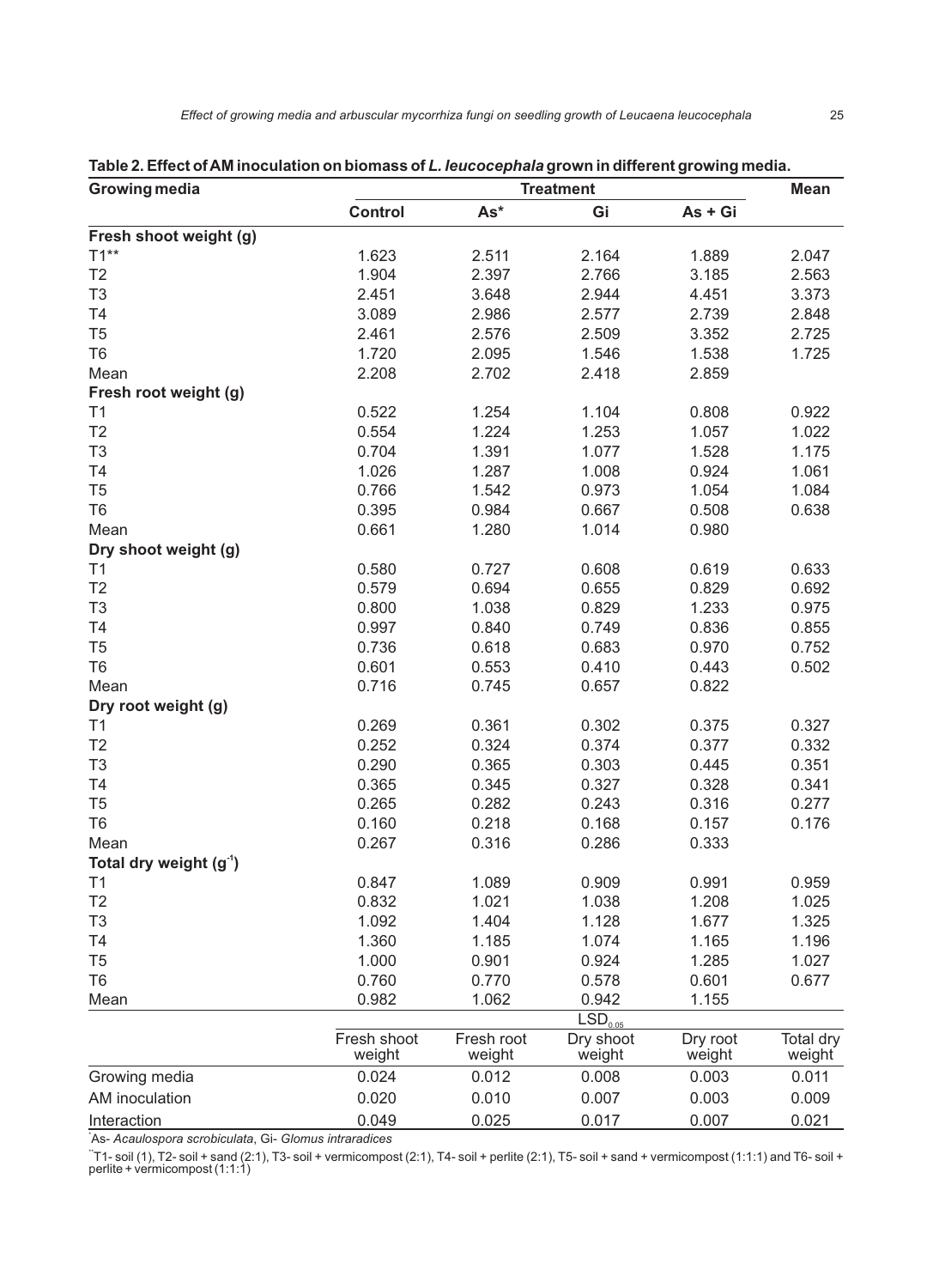**Table 2. Effect of AM inoculation on biomass of *L. leucocephala* grown in different growing media.**

| Growing media | Treatment | | | | Mean |
|---|---|---|---|---|---|
| | Control | As* | Gi | As + Gi | |
| **Fresh shoot weight (g)** | | | | | |
| T1** | 1.623 | 2.511 | 2.164 | 1.889 | 2.047 |
| T2 | 1.904 | 2.397 | 2.766 | 3.185 | 2.563 |
| T3 | 2.451 | 3.648 | 2.944 | 4.451 | 3.373 |
| T4 | 3.089 | 2.986 | 2.577 | 2.739 | 2.848 |
| T5 | 2.461 | 2.576 | 2.509 | 3.352 | 2.725 |
| T6 | 1.720 | 2.095 | 1.546 | 1.538 | 1.725 |
| Mean | 2.208 | 2.702 | 2.418 | 2.859 | |
| **Fresh root weight (g)** | | | | | |
| T1 | 0.522 | 1.254 | 1.104 | 0.808 | 0.922 |
| T2 | 0.554 | 1.224 | 1.253 | 1.057 | 1.022 |
| T3 | 0.704 | 1.391 | 1.077 | 1.528 | 1.175 |
| T4 | 1.026 | 1.287 | 1.008 | 0.924 | 1.061 |
| T5 | 0.766 | 1.542 | 0.973 | 1.054 | 1.084 |
| T6 | 0.395 | 0.984 | 0.667 | 0.508 | 0.638 |
| Mean | 0.661 | 1.280 | 1.014 | 0.980 | |
| **Dry shoot weight (g)** | | | | | |
| T1 | 0.580 | 0.727 | 0.608 | 0.619 | 0.633 |
| T2 | 0.579 | 0.694 | 0.655 | 0.829 | 0.692 |
| T3 | 0.800 | 1.038 | 0.829 | 1.233 | 0.975 |
| T4 | 0.997 | 0.840 | 0.749 | 0.836 | 0.855 |
| T5 | 0.736 | 0.618 | 0.683 | 0.970 | 0.752 |
| T6 | 0.601 | 0.553 | 0.410 | 0.443 | 0.502 |
| Mean | 0.716 | 0.745 | 0.657 | 0.822 | |
| **Dry root weight (g)** | | | | | |
| T1 | 0.269 | 0.361 | 0.302 | 0.375 | 0.327 |
| T2 | 0.252 | 0.324 | 0.374 | 0.377 | 0.332 |
| T3 | 0.290 | 0.365 | 0.303 | 0.445 | 0.351 |
| T4 | 0.365 | 0.345 | 0.327 | 0.328 | 0.341 |
| T5 | 0.265 | 0.282 | 0.243 | 0.316 | 0.277 |
| T6 | 0.160 | 0.218 | 0.168 | 0.157 | 0.176 |
| Mean | 0.267 | 0.316 | 0.286 | 0.333 | |
| **Total dry weight ($g^{-1}$)** | | | | | |
| T1 | 0.847 | 1.089 | 0.909 | 0.991 | 0.959 |
| T2 | 0.832 | 1.021 | 1.038 | 1.208 | 1.025 |
| T3 | 1.092 | 1.404 | 1.128 | 1.677 | 1.325 |
| T4 | 1.360 | 1.185 | 1.074 | 1.165 | 1.196 |
| T5 | 1.000 | 0.901 | 0.924 | 1.285 | 1.027 |
| T6 | 0.760 | 0.770 | 0.578 | 0.601 | 0.677 |
| Mean | 0.982 | 1.062 | 0.942 | 1.155 | |
| | | | $LSD_{0.05}$ | | |
| | Fresh shoot weight | Fresh root weight | Dry shoot weight | Dry root weight | Total dry weight |
| Growing media | 0.024 | 0.012 | 0.008 | 0.003 | 0.011 |
| AM inoculation | 0.020 | 0.010 | 0.007 | 0.003 | 0.009 |
| Interaction | 0.049 | 0.025 | 0.017 | 0.007 | 0.021 |

*As- *Acaulospora scrobiculata*, Gi- *Glomus intraradices*

**T1- soil (1), T2- soil + sand (2:1), T3- soil + vermicompost (2:1), T4- soil + perlite (2:1), T5- soil + sand + vermicompost (1:1:1) and T6- soil + perlite + vermicompost (1:1:1)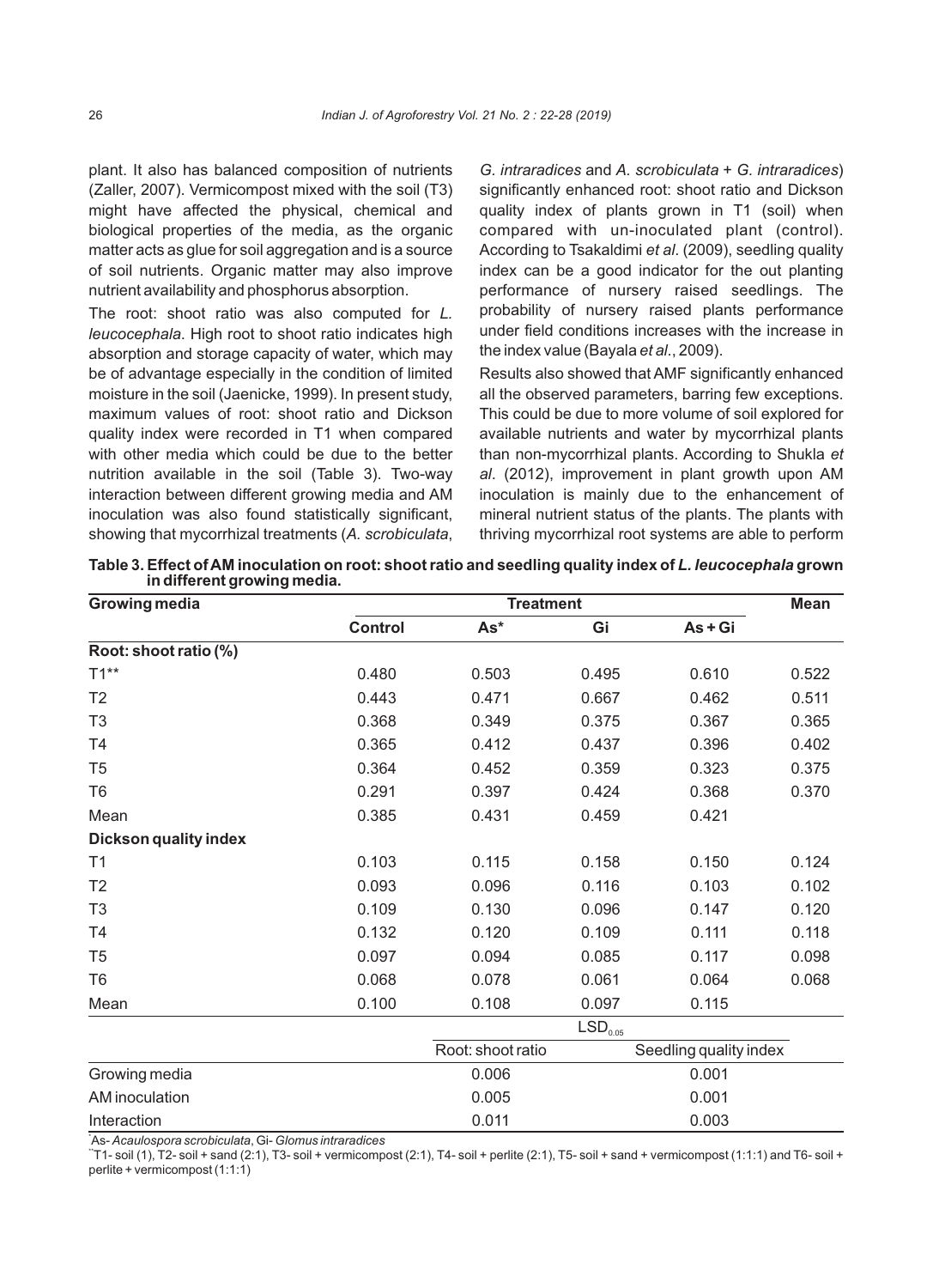plant. It also has balanced composition of nutrients (Zaller, 2007). Vermicompost mixed with the soil (T3) might have affected the physical, chemical and biological properties of the media, as the organic matter acts as glue for soil aggregation and is a source of soil nutrients. Organic matter may also improve nutrient availability and phosphorus absorption.

The root: shoot ratio was also computed for *L. leucocephala*. High root to shoot ratio indicates high absorption and storage capacity of water, which may be of advantage especially in the condition of limited moisture in the soil (Jaenicke, 1999). In present study, maximum values of root: shoot ratio and Dickson quality index were recorded in T1 when compared with other media which could be due to the better nutrition available in the soil (Table 3). Two-way interaction between different growing media and AM inoculation was also found statistically significant, showing that mycorrhizal treatments (*A. scrobiculata*, *G. intraradices* and *A. scrobiculata* + *G. intraradices*) significantly enhanced root: shoot ratio and Dickson quality index of plants grown in T1 (soil) when compared with un-inoculated plant (control). According to Tsakaldimi *et al*. (2009), seedling quality index can be a good indicator for the out planting performance of nursery raised seedlings. The probability of nursery raised plants performance under field conditions increases with the increase in the index value (Bayala *et al*., 2009).

Results also showed that AMF significantly enhanced all the observed parameters, barring few exceptions. This could be due to more volume of soil explored for available nutrients and water by mycorrhizal plants than non-mycorrhizal plants. According to Shukla *et al*. (2012), improvement in plant growth upon AM inoculation is mainly due to the enhancement of mineral nutrient status of the plants. The plants with thriving mycorrhizal root systems are able to perform

**Table 3. Effect of AM inoculation on root: shoot ratio and seedling quality index of *L. leucocephala* grown in different growing media.**

| Growing media | Treatment | | | | Mean |
|---|---|---|---|---|---|
| | Control | As* | Gi | As + Gi | |
| **Root: shoot ratio (%)** | | | | | |
| T1** | 0.480 | 0.503 | 0.495 | 0.610 | 0.522 |
| T2 | 0.443 | 0.471 | 0.667 | 0.462 | 0.511 |
| T3 | 0.368 | 0.349 | 0.375 | 0.367 | 0.365 |
| T4 | 0.365 | 0.412 | 0.437 | 0.396 | 0.402 |
| T5 | 0.364 | 0.452 | 0.359 | 0.323 | 0.375 |
| T6 | 0.291 | 0.397 | 0.424 | 0.368 | 0.370 |
| Mean | 0.385 | 0.431 | 0.459 | 0.421 | |
| **Dickson quality index** | | | | | |
| T1 | 0.103 | 0.115 | 0.158 | 0.150 | 0.124 |
| T2 | 0.093 | 0.096 | 0.116 | 0.103 | 0.102 |
| T3 | 0.109 | 0.130 | 0.096 | 0.147 | 0.120 |
| T4 | 0.132 | 0.120 | 0.109 | 0.111 | 0.118 |
| T5 | 0.097 | 0.094 | 0.085 | 0.117 | 0.098 |
| T6 | 0.068 | 0.078 | 0.061 | 0.064 | 0.068 |
| Mean | 0.100 | 0.108 | 0.097 | 0.115 | |

| | $LSD_{0.05}$ | |
|---|---|---|
| | Root: shoot ratio | Seedling quality index |
| Growing media | 0.006 | 0.001 |
| AM inoculation | 0.005 | 0.001 |
| Interaction | 0.011 | 0.003 |

*As- *Acaulospora scrobiculata*, Gi- *Glomus intraradices*

**T1- soil (1), T2- soil + sand (2:1), T3- soil + vermicompost (2:1), T4- soil + perlite (2:1), T5- soil + sand + vermicompost (1:1:1) and T6- soil + perlite + vermicompost (1:1:1)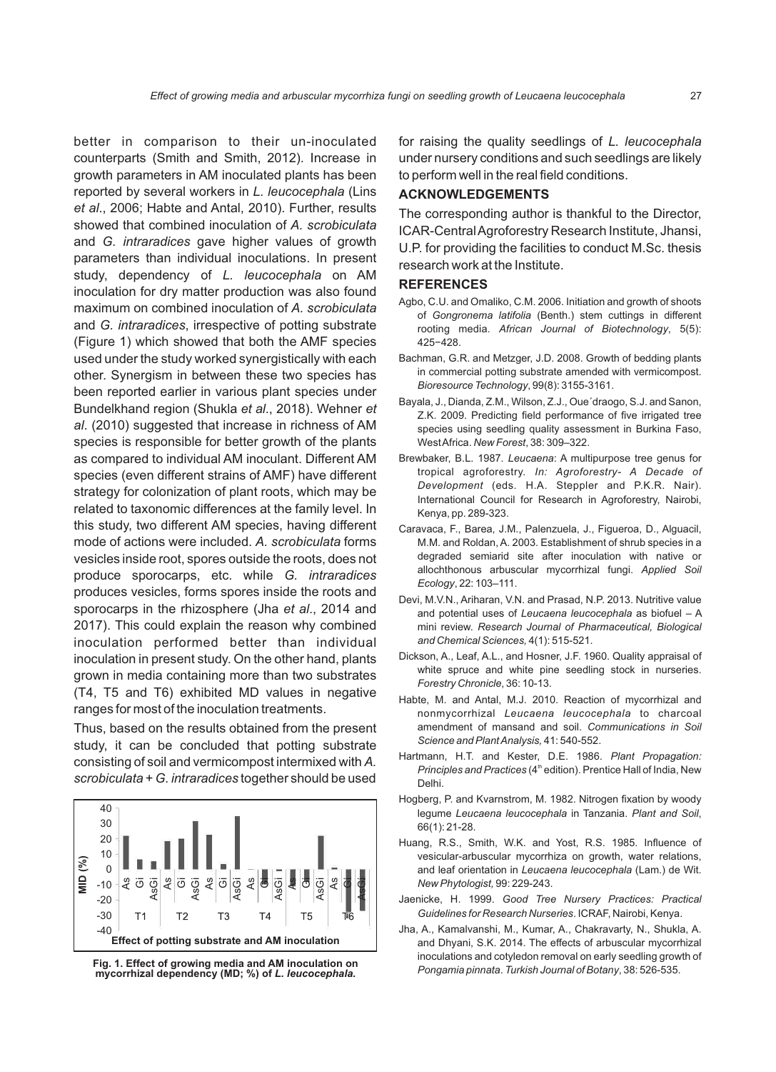better in comparison to their un-inoculated counterparts (Smith and Smith, 2012). Increase in growth parameters in AM inoculated plants has been reported by several workers in *L. leucocephala* (Lins *et al*., 2006; Habte and Antal, 2010). Further, results showed that combined inoculation of *A. scrobiculata* and *G. intraradices* gave higher values of growth parameters than individual inoculations. In present study, dependency of *L. leucocephala* on AM inoculation for dry matter production was also found maximum on combined inoculation of *A. scrobiculata* and *G. intraradices*, irrespective of potting substrate (Figure 1) which showed that both the AMF species used under the study worked synergistically with each other. Synergism in between these two species has been reported earlier in various plant species under Bundelkhand region (Shukla *et al*., 2018). Wehner *et al*. (2010) suggested that increase in richness of AM species is responsible for better growth of the plants as compared to individual AM inoculant. Different AM species (even different strains of AMF) have different strategy for colonization of plant roots, which may be related to taxonomic differences at the family level. In this study, two different AM species, having different mode of actions were included. *A. scrobiculata* forms vesicles inside root, spores outside the roots, does not produce sporocarps, etc. while *G. intraradices* produces vesicles, forms spores inside the roots and sporocarps in the rhizosphere (Jha *et al*., 2014 and 2017). This could explain the reason why combined inoculation performed better than individual inoculation in present study. On the other hand, plants grown in media containing more than two substrates (T4, T5 and T6) exhibited MD values in negative ranges for most of the inoculation treatments.

Thus, based on the results obtained from the present study, it can be concluded that potting substrate consisting of soil and vermicompost intermixed with *A. scrobiculata* + *G. intraradices* together should be used for raising the quality seedlings of *L. leucocephala* under nursery conditions and such seedlings are likely to perform well in the real field conditions.

**Fig. 1. Effect of growing media and AM inoculation on mycorrhizal dependency (MD; %) of *L. leucocephala*.**

## ACKNOWLEDGEMENTS

The corresponding author is thankful to the Director, ICAR-Central Agroforestry Research Institute, Jhansi, U.P. for providing the facilities to conduct M.Sc. thesis research work at the Institute.

## REFERENCES

- Agbo, C.U. and Omaliko, C.M. 2006. Initiation and growth of shoots of *Gongronema latifolia* (Benth.) stem cuttings in different rooting media. *African Journal of Biotechnology*, 5(5): 425−428.
- Bachman, G.R. and Metzger, J.D. 2008. Growth of bedding plants in commercial potting substrate amended with vermicompost. *Bioresource Technology*, 99(8): 3155-3161.
- Bayala, J., Dianda, Z.M., Wilson, Z.J., Oue´draogo, S.J. and Sanon, Z.K. 2009. Predicting field performance of five irrigated tree species using seedling quality assessment in Burkina Faso, West Africa. *New Forest*, 38: 309–322.
- Brewbaker, B.L. 1987. *Leucaena*: A multipurpose tree genus for tropical agroforestry. *In: Agroforestry- A Decade of Development* (eds. H.A. Steppler and P.K.R. Nair). International Council for Research in Agroforestry, Nairobi, Kenya, pp. 289-323.
- Caravaca, F., Barea, J.M., Palenzuela, J., Figueroa, D., Alguacil, M.M. and Roldan, A. 2003. Establishment of shrub species in a degraded semiarid site after inoculation with native or allochthonous arbuscular mycorrhizal fungi. *Applied Soil Ecology*, 22: 103–111.
- Devi, M.V.N., Ariharan, V.N. and Prasad, N.P. 2013. Nutritive value and potential uses of *Leucaena leucocephala* as biofuel – A mini review. *Research Journal of Pharmaceutical, Biological and Chemical Sciences,* 4(1): 515-521.
- Dickson, A., Leaf, A.L., and Hosner, J.F. 1960. Quality appraisal of white spruce and white pine seedling stock in nurseries. *Forestry Chronicle*, 36: 10-13.
- Habte, M. and Antal, M.J. 2010. Reaction of mycorrhizal and nonmycorrhizal *Leucaena leucocephala* to charcoal amendment of mansand and soil. *Communications in Soil Science and Plant Analysis,* 41: 540-552.
- Hartmann, H.T. and Kester, D.E. 1986. *Plant Propagation: Principles and Practices* (4th edition). Prentice Hall of India, New Delhi.
- Hogberg, P. and Kvarnstrom, M. 1982. Nitrogen fixation by woody legume *Leucaena leucocephala* in Tanzania. *Plant and Soil*, 66(1): 21-28.
- Huang, R.S., Smith, W.K. and Yost, R.S. 1985. Influence of vesicular-arbuscular mycorrhiza on growth, water relations, and leaf orientation in *Leucaena leucocephala* (Lam.) de Wit. *New Phytologist*, 99: 229-243.
- Jaenicke, H. 1999. *Good Tree Nursery Practices: Practical Guidelines for Research Nurseries*. ICRAF, Nairobi, Kenya.
- Jha, A., Kamalvanshi, M., Kumar, A., Chakravarty, N., Shukla, A. and Dhyani, S.K. 2014. The effects of arbuscular mycorrhizal inoculations and cotyledon removal on early seedling growth of *Pongamia pinnata*. *Turkish Journal of Botany*, 38: 526-535.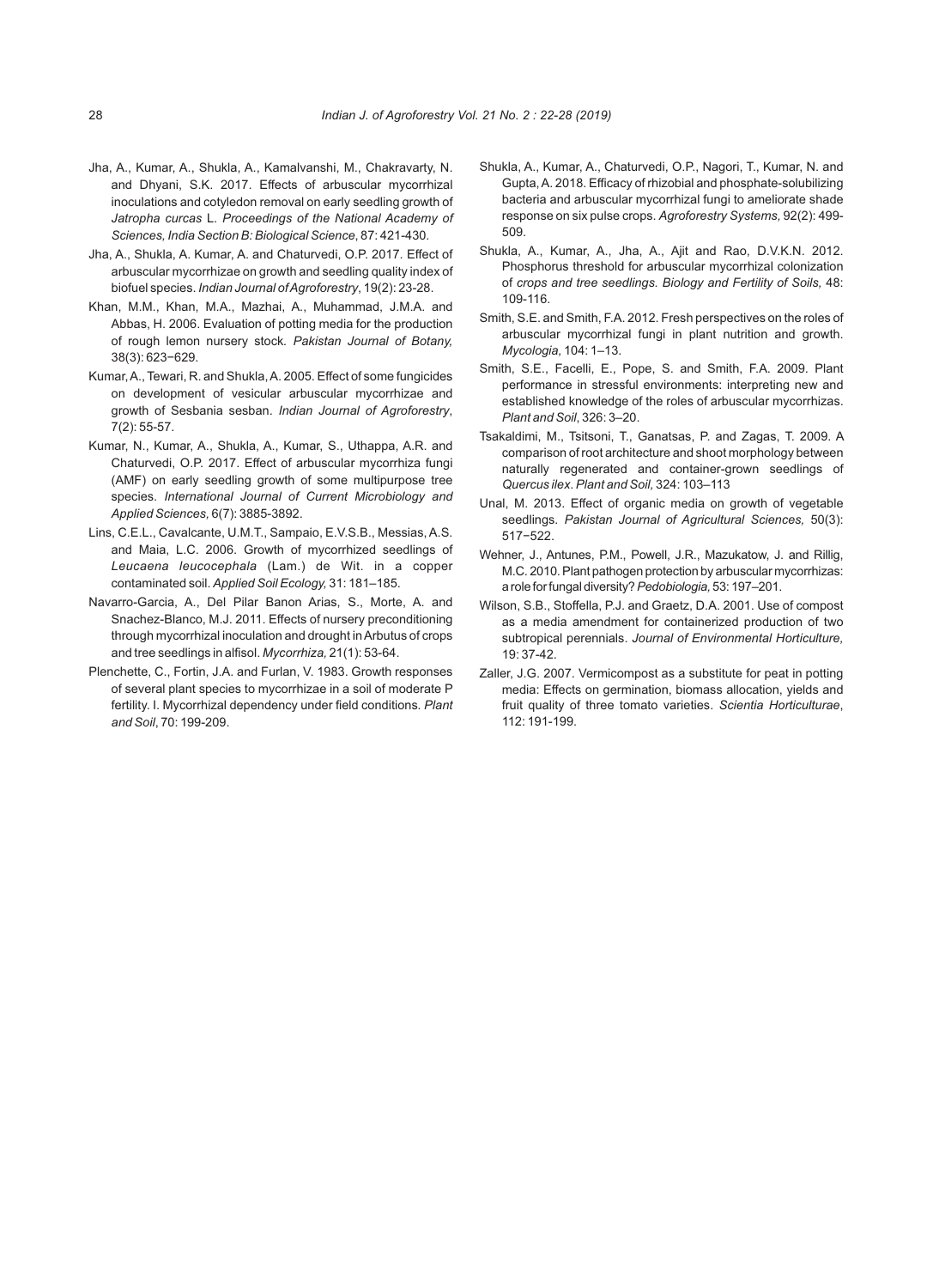Jha, A., Kumar, A., Shukla, A., Kamalvanshi, M., Chakravarty, N. and Dhyani, S.K. 2017. Effects of arbuscular mycorrhizal inoculations and cotyledon removal on early seedling growth of *Jatropha curcas* L. *Proceedings of the National Academy of Sciences, India Section B: Biological Science*, 87: 421-430.

Jha, A., Shukla, A. Kumar, A. and Chaturvedi, O.P. 2017. Effect of arbuscular mycorrhizae on growth and seedling quality index of biofuel species. *Indian Journal of Agroforestry*, 19(2): 23-28.

Khan, M.M., Khan, M.A., Mazhai, A., Muhammad, J.M.A. and Abbas, H. 2006. Evaluation of potting media for the production of rough lemon nursery stock. *Pakistan Journal of Botany,* 38(3): 623−629.

Kumar, A., Tewari, R. and Shukla, A. 2005. Effect of some fungicides on development of vesicular arbuscular mycorrhizae and growth of Sesbania sesban. *Indian Journal of Agroforestry*, 7(2): 55-57.

Kumar, N., Kumar, A., Shukla, A., Kumar, S., Uthappa, A.R. and Chaturvedi, O.P. 2017. Effect of arbuscular mycorrhiza fungi (AMF) on early seedling growth of some multipurpose tree species. *International Journal of Current Microbiology and Applied Sciences,* 6(7): 3885-3892.

Lins, C.E.L., Cavalcante, U.M.T., Sampaio, E.V.S.B., Messias, A.S. and Maia, L.C. 2006. Growth of mycorrhized seedlings of *Leucaena leucocephala* (Lam.) de Wit. in a copper contaminated soil. *Applied Soil Ecology,* 31: 181–185.

Navarro-Garcia, A., Del Pilar Banon Arias, S., Morte, A. and Snachez-Blanco, M.J. 2011. Effects of nursery preconditioning through mycorrhizal inoculation and drought in Arbutus of crops and tree seedlings in alfisol. *Mycorrhiza,* 21(1): 53-64.

Plenchette, C., Fortin, J.A. and Furlan, V. 1983. Growth responses of several plant species to mycorrhizae in a soil of moderate P fertility. I. Mycorrhizal dependency under field conditions. *Plant and Soil*, 70: 199-209.

Shukla, A., Kumar, A., Chaturvedi, O.P., Nagori, T., Kumar, N. and Gupta, A. 2018. Efficacy of rhizobial and phosphate-solubilizing bacteria and arbuscular mycorrhizal fungi to ameliorate shade response on six pulse crops. *Agroforestry Systems,* 92(2): 499-509.

Shukla, A., Kumar, A., Jha, A., Ajit and Rao, D.V.K.N. 2012. Phosphorus threshold for arbuscular mycorrhizal colonization of *crops and tree seedlings. Biology and Fertility of Soils,* 48: 109-116.

Smith, S.E. and Smith, F.A. 2012. Fresh perspectives on the roles of arbuscular mycorrhizal fungi in plant nutrition and growth. *Mycologia,* 104: 1–13.

Smith, S.E., Facelli, E., Pope, S. and Smith, F.A. 2009. Plant performance in stressful environments: interpreting new and established knowledge of the roles of arbuscular mycorrhizas. *Plant and Soil*, 326: 3–20.

Tsakaldimi, M., Tsitsoni, T., Ganatsas, P. and Zagas, T. 2009. A comparison of root architecture and shoot morphology between naturally regenerated and container-grown seedlings of *Quercus ilex*. *Plant and Soil,* 324: 103–113

Unal, M. 2013. Effect of organic media on growth of vegetable seedlings. *Pakistan Journal of Agricultural Sciences,* 50(3): 517−522.

Wehner, J., Antunes, P.M., Powell, J.R., Mazukatow, J. and Rillig, M.C. 2010. Plant pathogen protection by arbuscular mycorrhizas: a role for fungal diversity? *Pedobiologia,* 53: 197–201.

Wilson, S.B., Stoffella, P.J. and Graetz, D.A. 2001. Use of compost as a media amendment for containerized production of two subtropical perennials. *Journal of Environmental Horticulture,* 19: 37-42.

Zaller, J.G. 2007. Vermicompost as a substitute for peat in potting media: Effects on germination, biomass allocation, yields and fruit quality of three tomato varieties. *Scientia Horticulturae*, 112: 191-199.